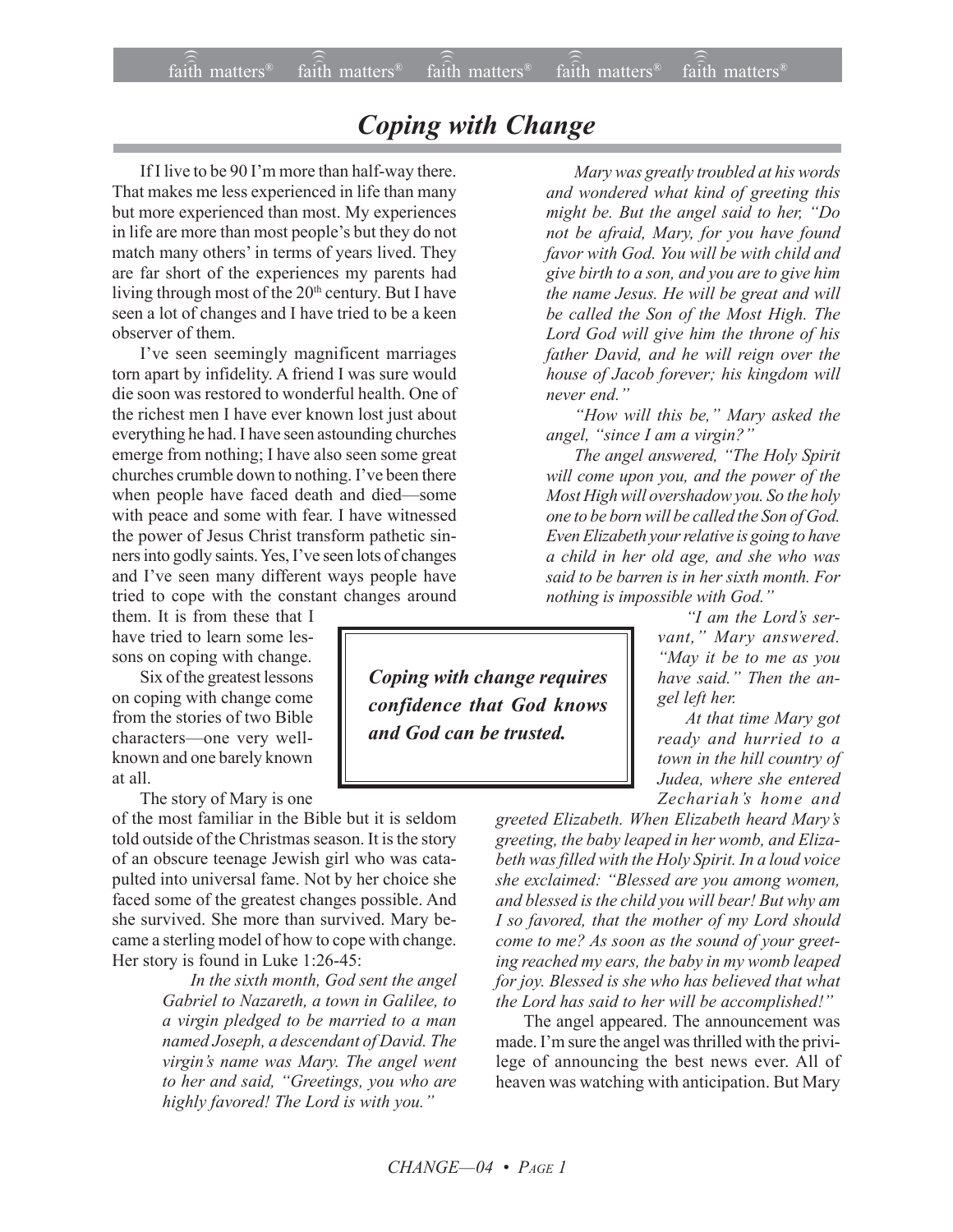# *Coping with Change*

If I live to be 90 I'm more than half-way there. That makes me less experienced in life than many but more experienced than most. My experiences in life are more than most people's but they do not match many others' in terms of years lived. They are far short of the experiences my parents had living through most of the 20th century. But I have seen a lot of changes and I have tried to be a keen observer of them.

I've seen seemingly magnificent marriages torn apart by infidelity. A friend I was sure would die soon was restored to wonderful health. One of the richest men I have ever known lost just about everything he had. I have seen astounding churches emerge from nothing; I have also seen some great churches crumble down to nothing. I've been there when people have faced death and died—some with peace and some with fear. I have witnessed the power of Jesus Christ transform pathetic sinners into godly saints. Yes, I've seen lots of changes and I've seen many different ways people have tried to cope with the constant changes around them. It is from these that I have tried to learn some lessons on coping with change.

Six of the greatest lessons on coping with change come from the stories of two Bible characters—one very well-known and one barely known at all.

The story of Mary is one of the most familiar in the Bible but it is seldom told outside of the Christmas season. It is the story of an obscure teenage Jewish girl who was catapulted into universal fame. Not by her choice she faced some of the greatest changes possible. And she survived. She more than survived. Mary became a sterling model of how to cope with change. Her story is found in Luke 1:26-45:

> *In the sixth month, God sent the angel Gabriel to Nazareth, a town in Galilee, to a virgin pledged to be married to a man named Joseph, a descendant of David. The virgin's name was Mary. The angel went to her and said, "Greetings, you who are highly favored! The Lord is with you."*
>
> *Mary was greatly troubled at his words and wondered what kind of greeting this might be. But the angel said to her, "Do not be afraid, Mary, for you have found favor with God. You will be with child and give birth to a son, and you are to give him the name Jesus. He will be great and will be called the Son of the Most High. The Lord God will give him the throne of his father David, and he will reign over the house of Jacob forever; his kingdom will never end."*
>
> *"How will this be," Mary asked the angel, "since I am a virgin?"*
>
> *The angel answered, "The Holy Spirit will come upon you, and the power of the Most High will overshadow you. So the holy one to be born will be called the Son of God. Even Elizabeth your relative is going to have a child in her old age, and she who was said to be barren is in her sixth month. For nothing is impossible with God."*
>
> *"I am the Lord's servant," Mary answered. "May it be to me as you have said." Then the angel left her.*
>
> *At that time Mary got ready and hurried to a town in the hill country of Judea, where she entered Zechariah's home and greeted Elizabeth. When Elizabeth heard Mary's greeting, the baby leaped in her womb, and Elizabeth was filled with the Holy Spirit. In a loud voice she exclaimed: "Blessed are you among women, and blessed is the child you will bear! But why am I so favored, that the mother of my Lord should come to me? As soon as the sound of your greeting reached my ears, the baby in my womb leaped for joy. Blessed is she who has believed that what the Lord has said to her will be accomplished!"*

**_Coping with change requires confidence that God knows and God can be trusted._**

The angel appeared. The announcement was made. I'm sure the angel was thrilled with the privilege of announcing the best news ever. All of heaven was watching with anticipation. But Mary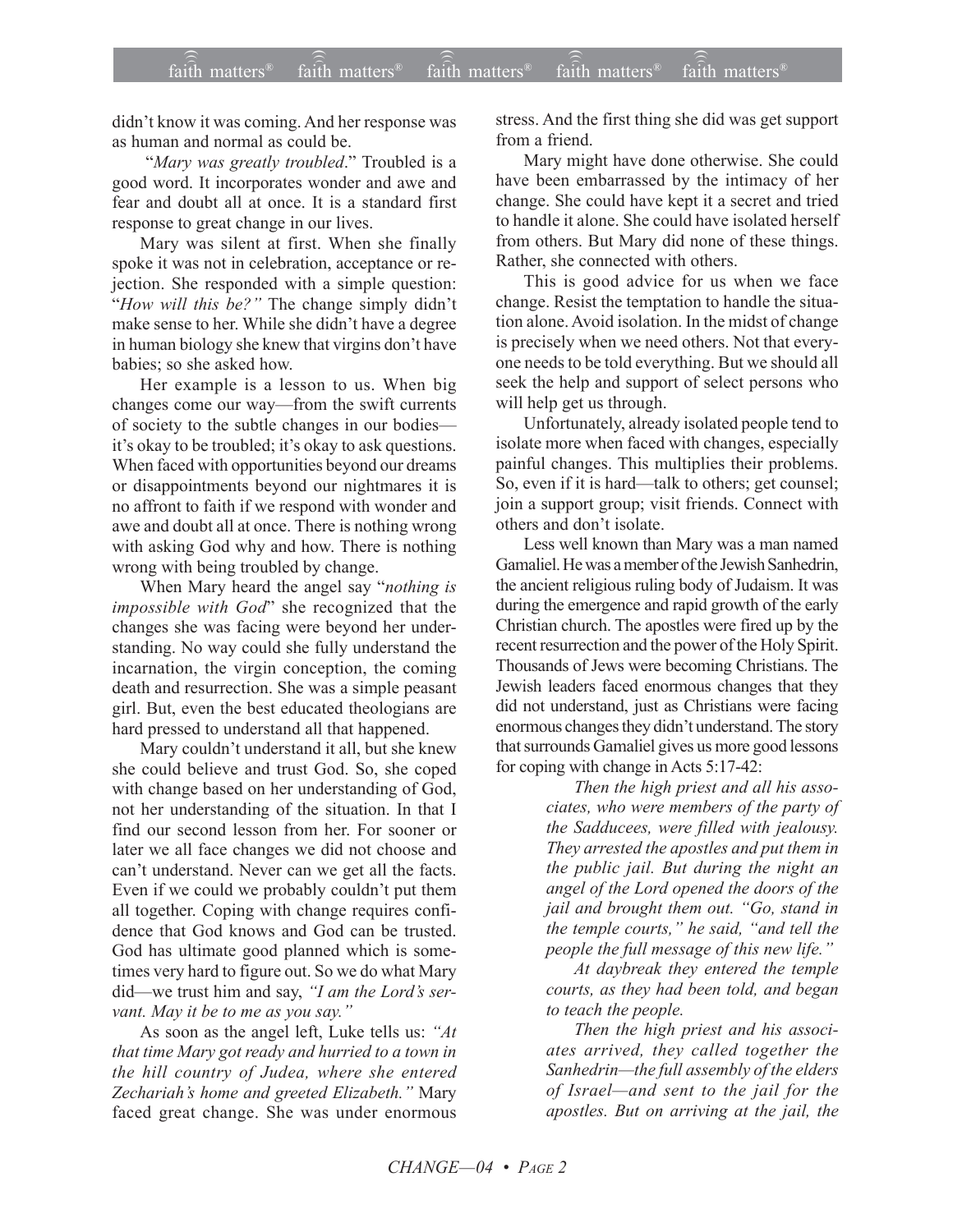didn't know it was coming. And her response was as human and normal as could be.

"*Mary was greatly troubled*." Troubled is a good word. It incorporates wonder and awe and fear and doubt all at once. It is a standard first response to great change in our lives.

Mary was silent at first. When she finally spoke it was not in celebration, acceptance or rejection. She responded with a simple question: "*How will this be?"* The change simply didn't make sense to her. While she didn't have a degree in human biology she knew that virgins don't have babies; so she asked how.

Her example is a lesson to us. When big changes come our way—from the swift currents of society to the subtle changes in our bodies—it's okay to be troubled; it's okay to ask questions. When faced with opportunities beyond our dreams or disappointments beyond our nightmares it is no affront to faith if we respond with wonder and awe and doubt all at once. There is nothing wrong with asking God why and how. There is nothing wrong with being troubled by change.

When Mary heard the angel say "*nothing is impossible with God*" she recognized that the changes she was facing were beyond her understanding. No way could she fully understand the incarnation, the virgin conception, the coming death and resurrection. She was a simple peasant girl. But, even the best educated theologians are hard pressed to understand all that happened.

Mary couldn't understand it all, but she knew she could believe and trust God. So, she coped with change based on her understanding of God, not her understanding of the situation. In that I find our second lesson from her. For sooner or later we all face changes we did not choose and can't understand. Never can we get all the facts. Even if we could we probably couldn't put them all together. Coping with change requires confidence that God knows and God can be trusted. God has ultimate good planned which is sometimes very hard to figure out. So we do what Mary did—we trust him and say, *"I am the Lord's servant. May it be to me as you say."*

As soon as the angel left, Luke tells us: *"At that time Mary got ready and hurried to a town in the hill country of Judea, where she entered Zechariah's home and greeted Elizabeth."* Mary faced great change. She was under enormous stress. And the first thing she did was get support from a friend.

Mary might have done otherwise. She could have been embarrassed by the intimacy of her change. She could have kept it a secret and tried to handle it alone. She could have isolated herself from others. But Mary did none of these things. Rather, she connected with others.

This is good advice for us when we face change. Resist the temptation to handle the situation alone. Avoid isolation. In the midst of change is precisely when we need others. Not that everyone needs to be told everything. But we should all seek the help and support of select persons who will help get us through.

Unfortunately, already isolated people tend to isolate more when faced with changes, especially painful changes. This multiplies their problems. So, even if it is hard—talk to others; get counsel; join a support group; visit friends. Connect with others and don't isolate.

Less well known than Mary was a man named Gamaliel. He was a member of the Jewish Sanhedrin, the ancient religious ruling body of Judaism. It was during the emergence and rapid growth of the early Christian church. The apostles were fired up by the recent resurrection and the power of the Holy Spirit. Thousands of Jews were becoming Christians. The Jewish leaders faced enormous changes that they did not understand, just as Christians were facing enormous changes they didn't understand. The story that surrounds Gamaliel gives us more good lessons for coping with change in Acts 5:17-42:

> *Then the high priest and all his associates, who were members of the party of the Sadducees, were filled with jealousy. They arrested the apostles and put them in the public jail. But during the night an angel of the Lord opened the doors of the jail and brought them out. "Go, stand in the temple courts," he said, "and tell the people the full message of this new life."*
>
> *At daybreak they entered the temple courts, as they had been told, and began to teach the people.*
>
> *Then the high priest and his associates arrived, they called together the Sanhedrin—the full assembly of the elders of Israel—and sent to the jail for the apostles. But on arriving at the jail, the*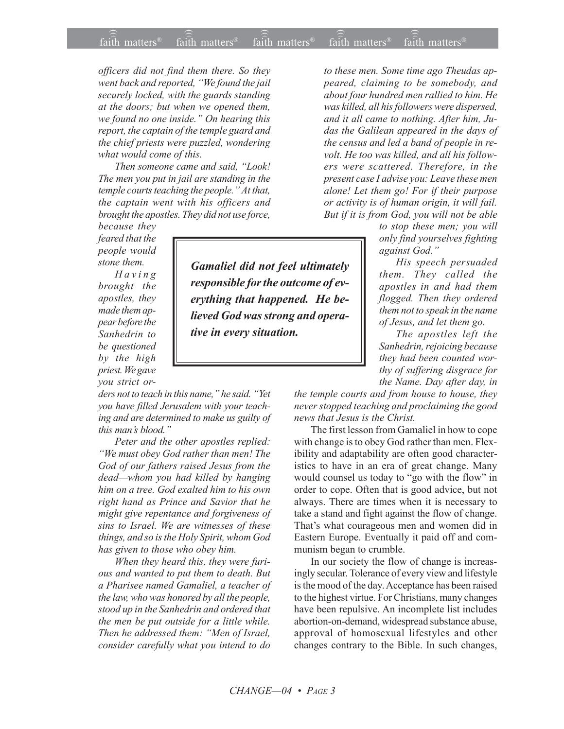*officers did not find them there. So they went back and reported, "We found the jail securely locked, with the guards standing at the doors; but when we opened them, we found no one inside." On hearing this report, the captain of the temple guard and the chief priests were puzzled, wondering what would come of this.*

*Then someone came and said, "Look! The men you put in jail are standing in the temple courts teaching the people." At that, the captain went with his officers and brought the apostles. They did not use force, because they feared that the people would stone them.*

*Having brought the apostles, they made them appear before the Sanhedrin to be questioned by the high priest. We gave you strict orders not to teach in this name," he said. "Yet you have filled Jerusalem with your teaching and are determined to make us guilty of this man's blood."*

*Peter and the other apostles replied: "We must obey God rather than men! The God of our fathers raised Jesus from the dead—whom you had killed by hanging him on a tree. God exalted him to his own right hand as Prince and Savior that he might give repentance and forgiveness of sins to Israel. We are witnesses of these things, and so is the Holy Spirit, whom God has given to those who obey him.*

*When they heard this, they were furious and wanted to put them to death. But a Pharisee named Gamaliel, a teacher of the law, who was honored by all the people, stood up in the Sanhedrin and ordered that the men be put outside for a little while. Then he addressed them: "Men of Israel, consider carefully what you intend to do to these men. Some time ago Theudas appeared, claiming to be somebody, and about four hundred men rallied to him. He was killed, all his followers were dispersed, and it all came to nothing. After him, Judas the Galilean appeared in the days of the census and led a band of people in revolt. He too was killed, and all his followers were scattered. Therefore, in the present case I advise you: Leave these men alone! Let them go! For if their purpose or activity is of human origin, it will fail. But if it is from God, you will not be able to stop these men; you will only find yourselves fighting against God."*

*His speech persuaded them. They called the apostles in and had them flogged. Then they ordered them not to speak in the name of Jesus, and let them go.*

*The apostles left the Sanhedrin, rejoicing because they had been counted worthy of suffering disgrace for the Name. Day after day, in the temple courts and from house to house, they never stopped teaching and proclaiming the good news that Jesus is the Christ.*

> ***Gamaliel did not feel ultimately responsible for the outcome of everything that happened. He believed God was strong and operative in every situation.***

The first lesson from Gamaliel in how to cope with change is to obey God rather than men. Flexibility and adaptability are often good characteristics to have in an era of great change. Many would counsel us today to "go with the flow" in order to cope. Often that is good advice, but not always. There are times when it is necessary to take a stand and fight against the flow of change. That's what courageous men and women did in Eastern Europe. Eventually it paid off and communism began to crumble.

In our society the flow of change is increasingly secular. Tolerance of every view and lifestyle is the mood of the day. Acceptance has been raised to the highest virtue. For Christians, many changes have been repulsive. An incomplete list includes abortion-on-demand, widespread substance abuse, approval of homosexual lifestyles and other changes contrary to the Bible. In such changes,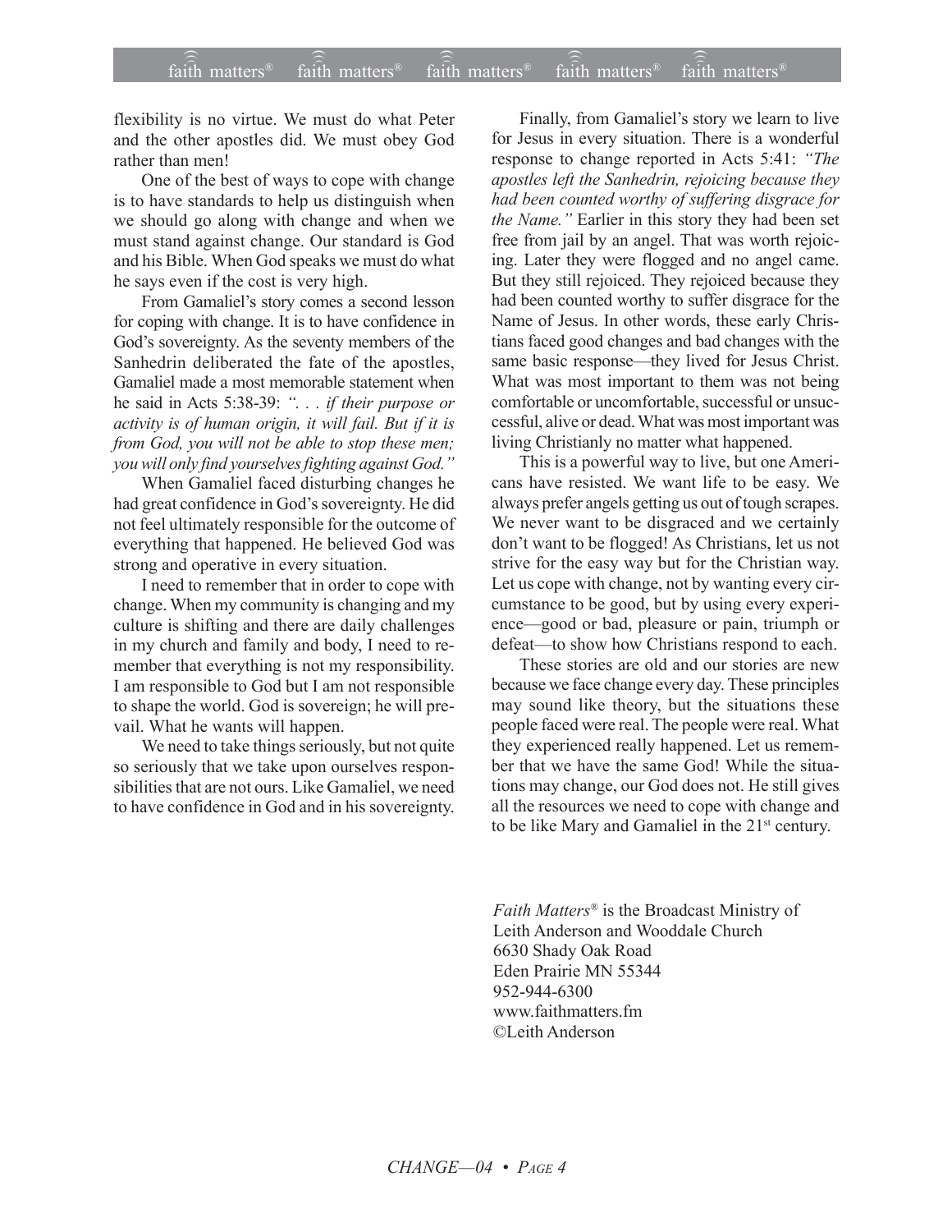flexibility is no virtue. We must do what Peter and the other apostles did. We must obey God rather than men!

One of the best of ways to cope with change is to have standards to help us distinguish when we should go along with change and when we must stand against change. Our standard is God and his Bible. When God speaks we must do what he says even if the cost is very high.

From Gamaliel's story comes a second lesson for coping with change. It is to have confidence in God's sovereignty. As the seventy members of the Sanhedrin deliberated the fate of the apostles, Gamaliel made a most memorable statement when he said in Acts 5:38-39: *". . . if their purpose or activity is of human origin, it will fail. But if it is from God, you will not be able to stop these men; you will only find yourselves fighting against God."*

When Gamaliel faced disturbing changes he had great confidence in God's sovereignty. He did not feel ultimately responsible for the outcome of everything that happened. He believed God was strong and operative in every situation.

I need to remember that in order to cope with change. When my community is changing and my culture is shifting and there are daily challenges in my church and family and body, I need to remember that everything is not my responsibility. I am responsible to God but I am not responsible to shape the world. God is sovereign; he will prevail. What he wants will happen.

We need to take things seriously, but not quite so seriously that we take upon ourselves responsibilities that are not ours. Like Gamaliel, we need to have confidence in God and in his sovereignty.

Finally, from Gamaliel's story we learn to live for Jesus in every situation. There is a wonderful response to change reported in Acts 5:41: *"The apostles left the Sanhedrin, rejoicing because they had been counted worthy of suffering disgrace for the Name."* Earlier in this story they had been set free from jail by an angel. That was worth rejoicing. Later they were flogged and no angel came. But they still rejoiced. They rejoiced because they had been counted worthy to suffer disgrace for the Name of Jesus. In other words, these early Christians faced good changes and bad changes with the same basic response—they lived for Jesus Christ. What was most important to them was not being comfortable or uncomfortable, successful or unsuccessful, alive or dead. What was most important was living Christianly no matter what happened.

This is a powerful way to live, but one Americans have resisted. We want life to be easy. We always prefer angels getting us out of tough scrapes. We never want to be disgraced and we certainly don't want to be flogged! As Christians, let us not strive for the easy way but for the Christian way. Let us cope with change, not by wanting every circumstance to be good, but by using every experience—good or bad, pleasure or pain, triumph or defeat—to show how Christians respond to each.

These stories are old and our stories are new because we face change every day. These principles may sound like theory, but the situations these people faced were real. The people were real. What they experienced really happened. Let us remember that we have the same God! While the situations may change, our God does not. He still gives all the resources we need to cope with change and to be like Mary and Gamaliel in the 21st century.

*Faith Matters*® is the Broadcast Ministry of
Leith Anderson and Wooddale Church
6630 Shady Oak Road
Eden Prairie MN 55344
952-944-6300
www.faithmatters.fm
©Leith Anderson